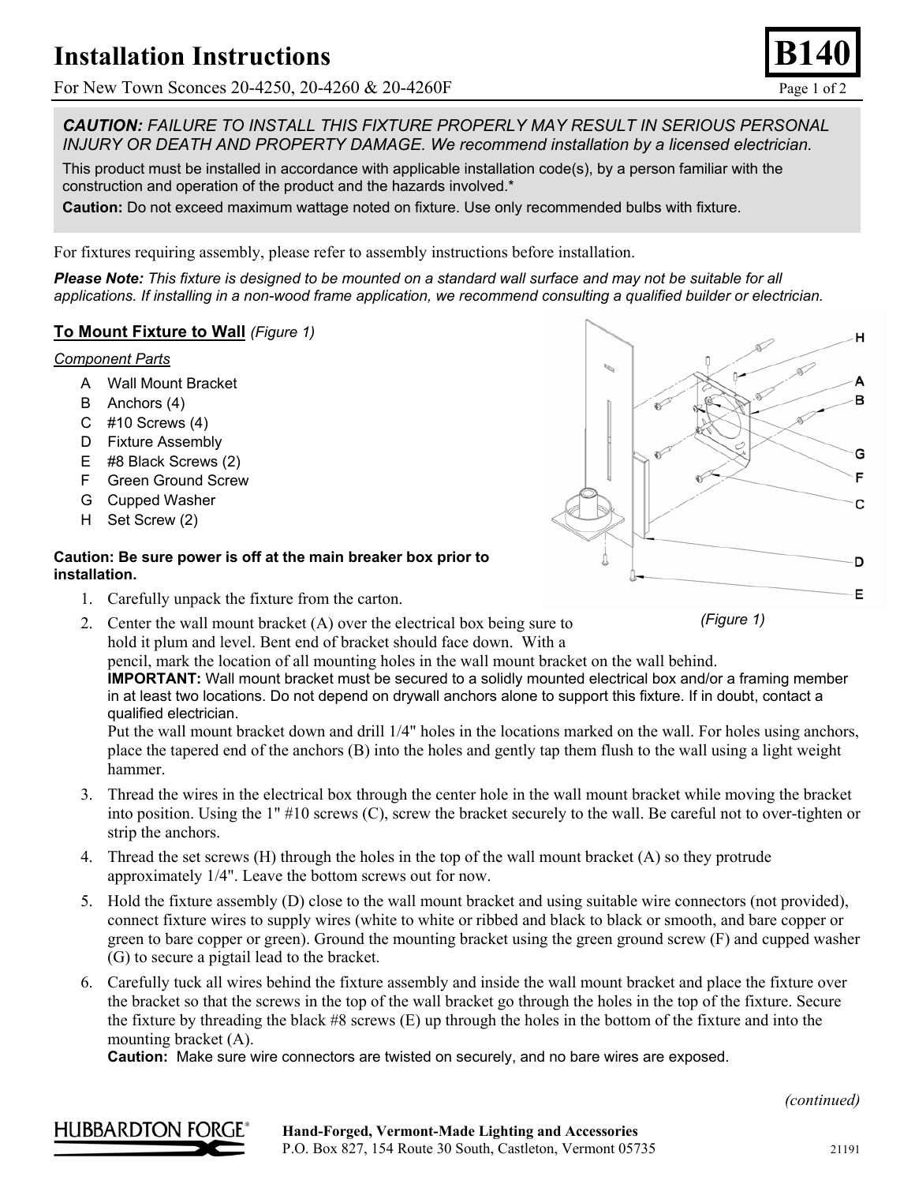# Installation Instructions

For New Town Sconces 20-4250, 20-4260 & 20-4260F

**B140**

***CAUTION:*** *FAILURE TO INSTALL THIS FIXTURE PROPERLY MAY RESULT IN SERIOUS PERSONAL INJURY OR DEATH AND PROPERTY DAMAGE. We recommend installation by a licensed electrician.*

This product must be installed in accordance with applicable installation code(s), by a person familiar with the construction and operation of the product and the hazards involved.*

**Caution:** Do not exceed maximum wattage noted on fixture. Use only recommended bulbs with fixture.

For fixtures requiring assembly, please refer to assembly instructions before installation.

***Please Note:*** *This fixture is designed to be mounted on a standard wall surface and may not be suitable for all applications. If installing in a non-wood frame application, we recommend consulting a qualified builder or electrician.*

## To Mount Fixture to Wall *(Figure 1)*

*Component Parts*

- A Wall Mount Bracket
- B Anchors (4)
- C #10 Screws (4)
- D Fixture Assembly
- E #8 Black Screws (2)
- F Green Ground Screw
- G Cupped Washer
- H Set Screw (2)

*(Figure 1)*

**Caution: Be sure power is off at the main breaker box prior to installation.**

1. Carefully unpack the fixture from the carton.
2. Center the wall mount bracket (A) over the electrical box being sure to hold it plum and level. Bent end of bracket should face down. With a pencil, mark the location of all mounting holes in the wall mount bracket on the wall behind.
   **IMPORTANT:** Wall mount bracket must be secured to a solidly mounted electrical box and/or a framing member in at least two locations. Do not depend on drywall anchors alone to support this fixture. If in doubt, contact a qualified electrician.
   Put the wall mount bracket down and drill 1/4" holes in the locations marked on the wall. For holes using anchors, place the tapered end of the anchors (B) into the holes and gently tap them flush to the wall using a light weight hammer.
3. Thread the wires in the electrical box through the center hole in the wall mount bracket while moving the bracket into position. Using the 1" #10 screws (C), screw the bracket securely to the wall. Be careful not to over-tighten or strip the anchors.
4. Thread the set screws (H) through the holes in the top of the wall mount bracket (A) so they protrude approximately 1/4". Leave the bottom screws out for now.
5. Hold the fixture assembly (D) close to the wall mount bracket and using suitable wire connectors (not provided), connect fixture wires to supply wires (white to white or ribbed and black to black or smooth, and bare copper or green to bare copper or green). Ground the mounting bracket using the green ground screw (F) and cupped washer (G) to secure a pigtail lead to the bracket.
6. Carefully tuck all wires behind the fixture assembly and inside the wall mount bracket and place the fixture over the bracket so that the screws in the top of the wall bracket go through the holes in the top of the fixture. Secure the fixture by threading the black #8 screws (E) up through the holes in the bottom of the fixture and into the mounting bracket (A).
   **Caution:** Make sure wire connectors are twisted on securely, and no bare wires are exposed.

*(continued)*

**Hand-Forged, Vermont-Made Lighting and Accessories**
P.O. Box 827, 154 Route 30 South, Castleton, Vermont 05735

21191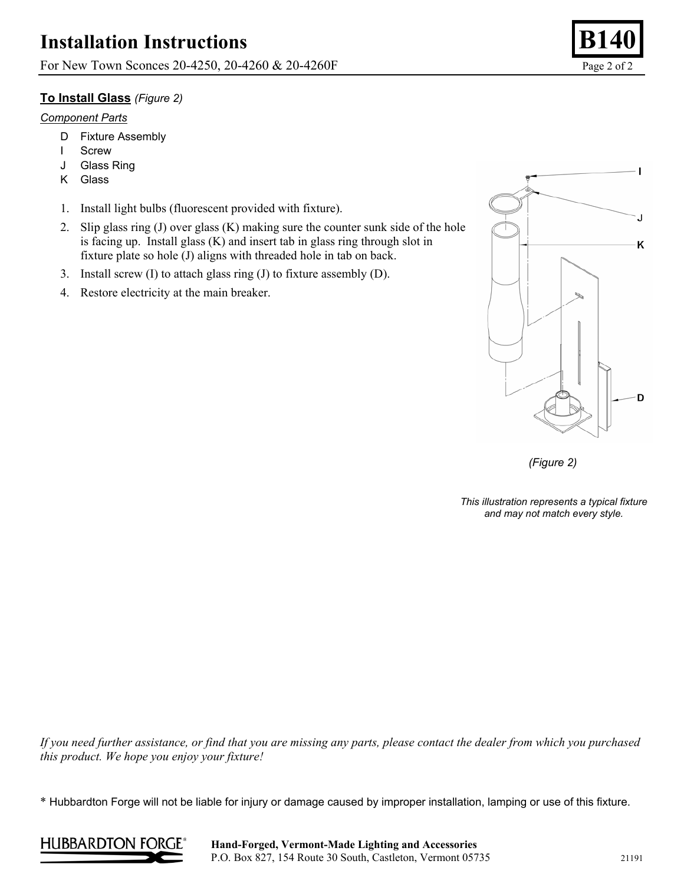# Installation Instructions

For New Town Sconces 20-4250, 20-4260 & 20-4260F

**B140**

## To Install Glass *(Figure 2)*

*Component Parts*

- D Fixture Assembly
- I Screw
- J Glass Ring
- K Glass

1. Install light bulbs (fluorescent provided with fixture).
2. Slip glass ring (J) over glass (K) making sure the counter sunk side of the hole is facing up. Install glass (K) and insert tab in glass ring through slot in fixture plate so hole (J) aligns with threaded hole in tab on back.
3. Install screw (I) to attach glass ring (J) to fixture assembly (D).
4. Restore electricity at the main breaker.

I
J
K
D

*(Figure 2)*

*This illustration represents a typical fixture and may not match every style.*

*If you need further assistance, or find that you are missing any parts, please contact the dealer from which you purchased this product. We hope you enjoy your fixture!*

\* Hubbardton Forge will not be liable for injury or damage caused by improper installation, lamping or use of this fixture.

HUBBARDTON FORGE®

**Hand-Forged, Vermont-Made Lighting and Accessories**
P.O. Box 827, 154 Route 30 South, Castleton, Vermont 05735

21191